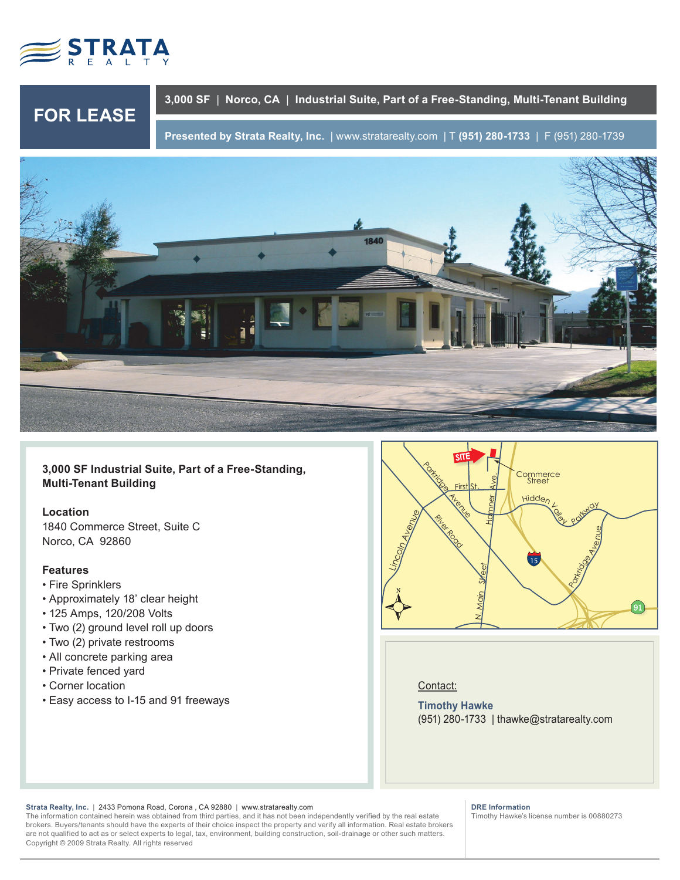STRATA REALTY

# FOR LEASE

**3,000 SF | Norco, CA | Industrial Suite, Part of a Free-Standing, Multi-Tenant Building**

**Presented by Strata Realty, Inc.** | www.stratarealty.com | T **(951) 280-1733** | F (951) 280-1739

## 3,000 SF Industrial Suite, Part of a Free-Standing, Multi-Tenant Building

### Location

1840 Commerce Street, Suite C
Norco, CA 92860

### Features

- Fire Sprinklers
- Approximately 18' clear height
- 125 Amps, 120/208 Volts
- Two (2) ground level roll up doors
- Two (2) private restrooms
- All concrete parking area
- Private fenced yard
- Corner location
- Easy access to I-15 and 91 freeways

SITE
Commerce Street
First St.
Hamner Ave.
Parkridge Avenue
Hidden Valley Parkway
Lincoln Avenue
River Road
N. Main Street
15
91
N

Contact:

**Timothy Hawke**
(951) 280-1733 | thawke@stratarealty.com

**Strata Realty, Inc.** | 2433 Pomona Road, Corona , CA 92880 | www.stratarealty.com
The information contained herein was obtained from third parties, and it has not been independently verified by the real estate brokers. Buyers/tenants should have the experts of their choice inspect the property and verify all information. Real estate brokers are not qualified to act as or select experts to legal, tax, environment, building construction, soil-drainage or other such matters.
Copyright © 2009 Strata Realty. All rights reserved

**DRE Information**
Timothy Hawke's license number is 00880273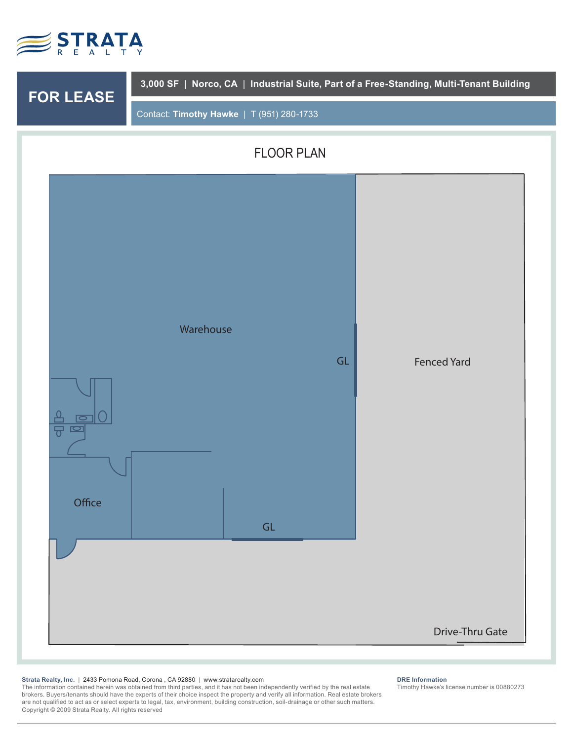STRATA REALTY

# FOR LEASE

**3,000 SF** | **Norco, CA** | **Industrial Suite, Part of a Free-Standing, Multi-Tenant Building**

Contact: **Timothy Hawke** | T (951) 280-1733

## FLOOR PLAN

Warehouse

GL

Fenced Yard

Office

GL

Drive-Thru Gate

**Strata Realty, Inc.** | 2433 Pomona Road, Corona , CA 92880 | www.stratarealty.com
The information contained herein was obtained from third parties, and it has not been independently verified by the real estate brokers. Buyers/tenants should have the experts of their choice inspect the property and verify all information. Real estate brokers are not qualified to act as or select experts to legal, tax, environment, building construction, soil-drainage or other such matters.
Copyright © 2009 Strata Realty. All rights reserved

**DRE Information**
Timothy Hawke's license number is 00880273